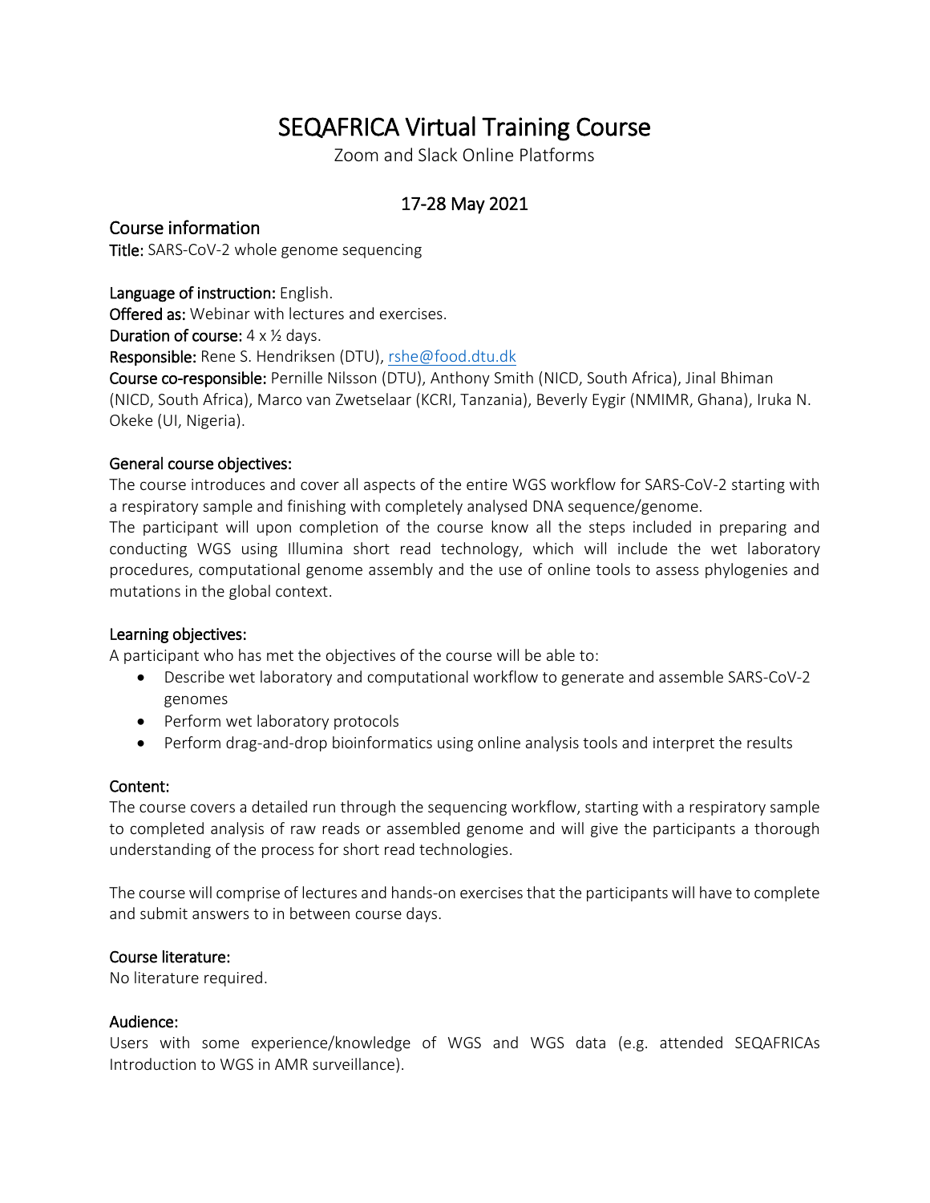# SEQAFRICA Virtual Training Course

Zoom and Slack Online Platforms

## 17-28 May 2021

## Course information

**Title:** SARS-CoV-2 whole genome sequencing

**Language of instruction:** English.
**Offered as:** Webinar with lectures and exercises.
**Duration of course:** 4 x ½ days.
**Responsible:** Rene S. Hendriksen (DTU), rshe@food.dtu.dk
**Course co-responsible:** Pernille Nilsson (DTU), Anthony Smith (NICD, South Africa), Jinal Bhiman (NICD, South Africa), Marco van Zwetselaar (KCRI, Tanzania), Beverly Egyir (NMIMR, Ghana), Iruka N. Okeke (UI, Nigeria).

### General course objectives:

The course introduces and cover all aspects of the entire WGS workflow for SARS-CoV-2 starting with a respiratory sample and finishing with completely analysed DNA sequence/genome.
The participant will upon completion of the course know all the steps included in preparing and conducting WGS using Illumina short read technology, which will include the wet laboratory procedures, computational genome assembly and the use of online tools to assess phylogenies and mutations in the global context.

### Learning objectives:

A participant who has met the objectives of the course will be able to:

- Describe wet laboratory and computational workflow to generate and assemble SARS-CoV-2 genomes
- Perform wet laboratory protocols
- Perform drag-and-drop bioinformatics using online analysis tools and interpret the results

### Content:

The course covers a detailed run through the sequencing workflow, starting with a respiratory sample to completed analysis of raw reads or assembled genome and will give the participants a thorough understanding of the process for short read technologies.

The course will comprise of lectures and hands-on exercises that the participants will have to complete and submit answers to in between course days.

### Course literature:

No literature required.

### Audience:

Users with some experience/knowledge of WGS and WGS data (e.g. attended SEQAFRICAs Introduction to WGS in AMR surveillance).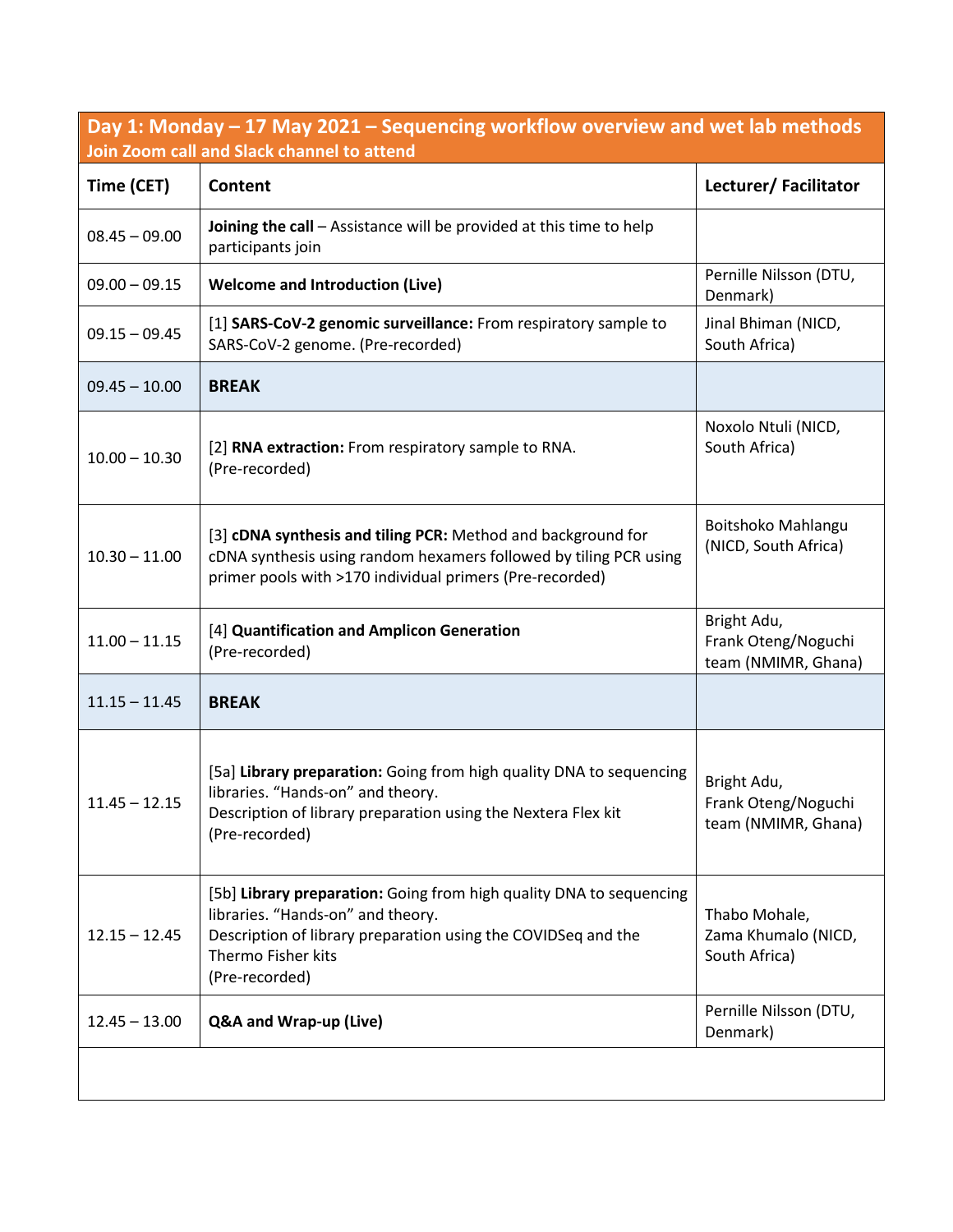| Day 1: Monday – 17 May 2021 – Sequencing workflow overview and wet lab methods<br>Join Zoom call and Slack channel to attend | | |
|---|---|---|
| **Time (CET)** | **Content** | **Lecturer/ Facilitator** |
| 08.45 – 09.00 | **Joining the call** – Assistance will be provided at this time to help participants join | |
| 09.00 – 09.15 | **Welcome and Introduction (Live)** | Pernille Nilsson (DTU, Denmark) |
| 09.15 – 09.45 | [1] **SARS-CoV-2 genomic surveillance:** From respiratory sample to SARS-CoV-2 genome. (Pre-recorded) | Jinal Bhiman (NICD, South Africa) |
| 09.45 – 10.00 | **BREAK** | |
| 10.00 – 10.30 | [2] **RNA extraction:** From respiratory sample to RNA. (Pre-recorded) | Noxolo Ntuli (NICD, South Africa) |
| 10.30 – 11.00 | [3] **cDNA synthesis and tiling PCR:** Method and background for cDNA synthesis using random hexamers followed by tiling PCR using primer pools with >170 individual primers (Pre-recorded) | Boitshoko Mahlangu (NICD, South Africa) |
| 11.00 – 11.15 | [4] **Quantification and Amplicon Generation** (Pre-recorded) | Bright Adu, Frank Oteng/Noguchi team (NMIMR, Ghana) |
| 11.15 – 11.45 | **BREAK** | |
| 11.45 – 12.15 | [5a] **Library preparation:** Going from high quality DNA to sequencing libraries. "Hands-on" and theory.<br>Description of library preparation using the Nextera Flex kit (Pre-recorded) | Bright Adu, Frank Oteng/Noguchi team (NMIMR, Ghana) |
| 12.15 – 12.45 | [5b] **Library preparation:** Going from high quality DNA to sequencing libraries. "Hands-on" and theory.<br>Description of library preparation using the COVIDSeq and the Thermo Fisher kits<br>(Pre-recorded) | Thabo Mohale, Zama Khumalo (NICD, South Africa) |
| 12.45 – 13.00 | **Q&A and Wrap-up (Live)** | Pernille Nilsson (DTU, Denmark) |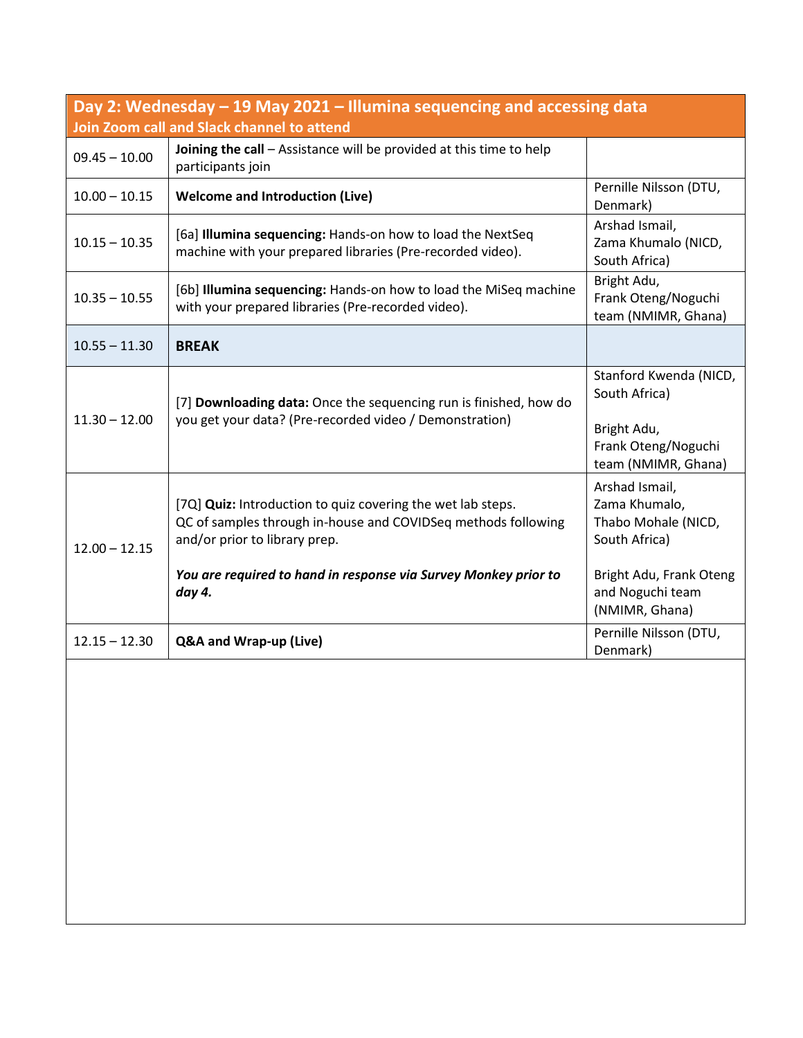## Day 2: Wednesday – 19 May 2021 – Illumina sequencing and accessing data

**Join Zoom call and Slack channel to attend**

| Time | Session | Presenter(s) |
|---|---|---|
| 09.45 – 10.00 | **Joining the call** – Assistance will be provided at this time to help participants join | |
| 10.00 – 10.15 | **Welcome and Introduction (Live)** | Pernille Nilsson (DTU, Denmark) |
| 10.15 – 10.35 | [6a] **Illumina sequencing:** Hands-on how to load the NextSeq machine with your prepared libraries (Pre-recorded video). | Arshad Ismail, Zama Khumalo (NICD, South Africa) |
| 10.35 – 10.55 | [6b] **Illumina sequencing:** Hands-on how to load the MiSeq machine with your prepared libraries (Pre-recorded video). | Bright Adu, Frank Oteng/Noguchi team (NMIMR, Ghana) |
| 10.55 – 11.30 | **BREAK** | |
| 11.30 – 12.00 | [7] **Downloading data:** Once the sequencing run is finished, how do you get your data? (Pre-recorded video / Demonstration) | Stanford Kwenda (NICD, South Africa)<br><br>Bright Adu, Frank Oteng/Noguchi team (NMIMR, Ghana) |
| 12.00 – 12.15 | [7Q] **Quiz:** Introduction to quiz covering the wet lab steps. QC of samples through in-house and COVIDSeq methods following and/or prior to library prep.<br><br>***You are required to hand in response via Survey Monkey prior to day 4.*** | Arshad Ismail, Zama Khumalo, Thabo Mohale (NICD, South Africa)<br><br>Bright Adu, Frank Oteng and Noguchi team (NMIMR, Ghana) |
| 12.15 – 12.30 | **Q&A and Wrap-up (Live)** | Pernille Nilsson (DTU, Denmark) |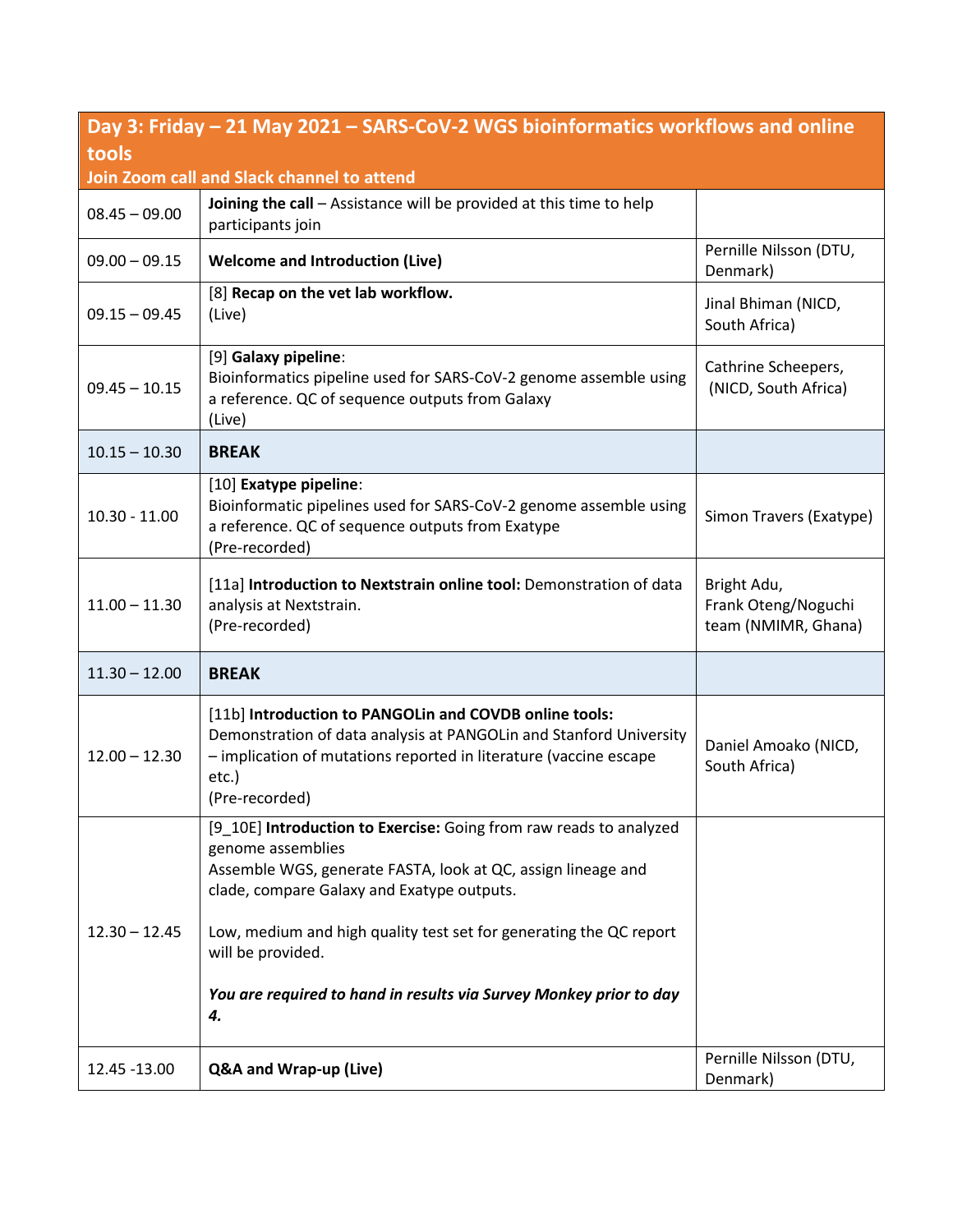| Day 3: Friday – 21 May 2021 – SARS-CoV-2 WGS bioinformatics workflows and online tools<br>Join Zoom call and Slack channel to attend | | |
|---|---|---|
| 08.45 – 09.00 | **Joining the call** – Assistance will be provided at this time to help participants join | |
| 09.00 – 09.15 | **Welcome and Introduction (Live)** | Pernille Nilsson (DTU, Denmark) |
| 09.15 – 09.45 | [8] **Recap on the vet lab workflow.**<br>(Live) | Jinal Bhiman (NICD, South Africa) |
| 09.45 – 10.15 | [9] **Galaxy pipeline**:<br>Bioinformatics pipeline used for SARS-CoV-2 genome assemble using a reference. QC of sequence outputs from Galaxy<br>(Live) | Cathrine Scheepers, (NICD, South Africa) |
| 10.15 – 10.30 | **BREAK** | |
| 10.30 - 11.00 | [10] **Exatype pipeline**:<br>Bioinformatic pipelines used for SARS-CoV-2 genome assemble using a reference. QC of sequence outputs from Exatype<br>(Pre-recorded) | Simon Travers (Exatype) |
| 11.00 – 11.30 | [11a] **Introduction to Nextstrain online tool:** Demonstration of data analysis at Nextstrain.<br>(Pre-recorded) | Bright Adu, Frank Oteng/Noguchi team (NMIMR, Ghana) |
| 11.30 – 12.00 | **BREAK** | |
| 12.00 – 12.30 | [11b] **Introduction to PANGOLin and COVDB online tools:** Demonstration of data analysis at PANGOLin and Stanford University – implication of mutations reported in literature (vaccine escape etc.)<br>(Pre-recorded) | Daniel Amoako (NICD, South Africa) |
| 12.30 – 12.45 | [9_10E] **Introduction to Exercise:** Going from raw reads to analyzed genome assemblies<br>Assemble WGS, generate FASTA, look at QC, assign lineage and clade, compare Galaxy and Exatype outputs.<br><br>Low, medium and high quality test set for generating the QC report will be provided.<br><br>***You are required to hand in results via Survey Monkey prior to day 4.*** | |
| 12.45 -13.00 | **Q&A and Wrap-up (Live)** | Pernille Nilsson (DTU, Denmark) |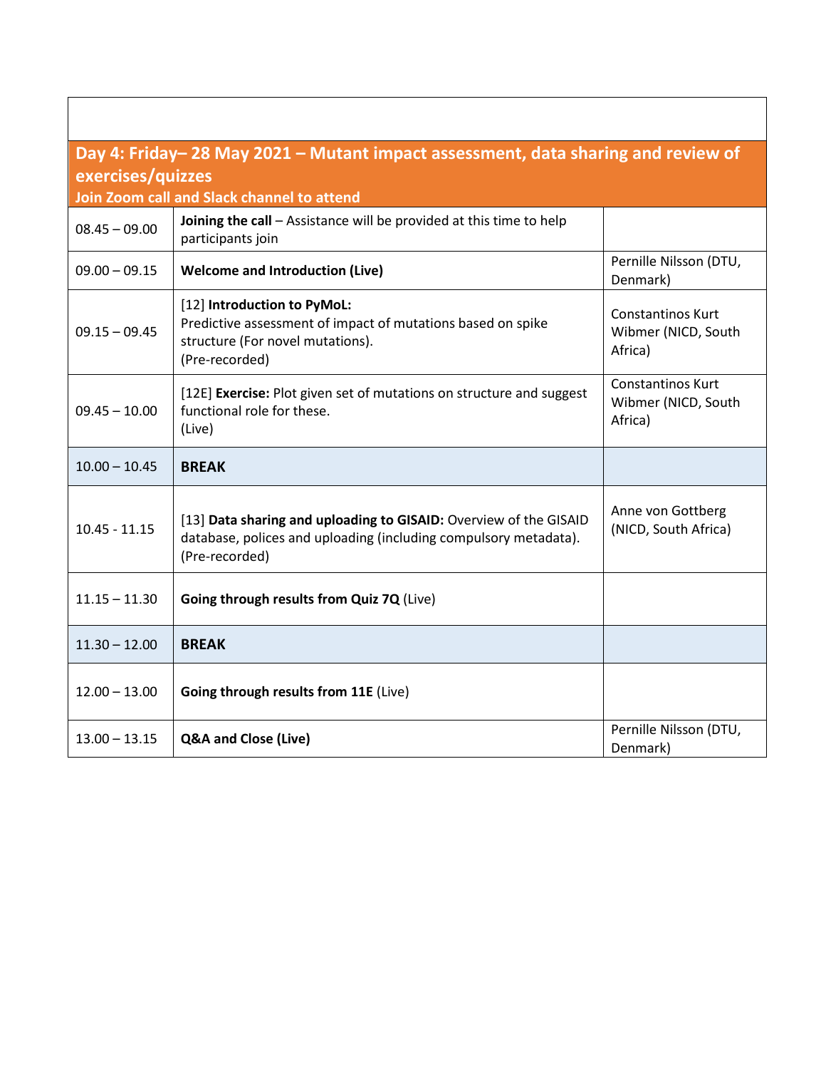| | | |
|---|---|---|
| **Day 4: Friday– 28 May 2021 – Mutant impact assessment, data sharing and review of exercises/quizzes**<br>**Join Zoom call and Slack channel to attend** | | |
| 08.45 – 09.00 | **Joining the call** – Assistance will be provided at this time to help participants join | |
| 09.00 – 09.15 | **Welcome and Introduction (Live)** | Pernille Nilsson (DTU, Denmark) |
| 09.15 – 09.45 | [12] **Introduction to PyMoL:** Predictive assessment of impact of mutations based on spike structure (For novel mutations). (Pre-recorded) | Constantinos Kurt Wibmer (NICD, South Africa) |
| 09.45 – 10.00 | [12E] **Exercise:** Plot given set of mutations on structure and suggest functional role for these. (Live) | Constantinos Kurt Wibmer (NICD, South Africa) |
| 10.00 – 10.45 | **BREAK** | |
| 10.45 - 11.15 | [13] **Data sharing and uploading to GISAID:** Overview of the GISAID database, polices and uploading (including compulsory metadata). (Pre-recorded) | Anne von Gottberg (NICD, South Africa) |
| 11.15 – 11.30 | **Going through results from Quiz 7Q** (Live) | |
| 11.30 – 12.00 | **BREAK** | |
| 12.00 – 13.00 | **Going through results from 11E** (Live) | |
| 13.00 – 13.15 | **Q&A and Close (Live)** | Pernille Nilsson (DTU, Denmark) |